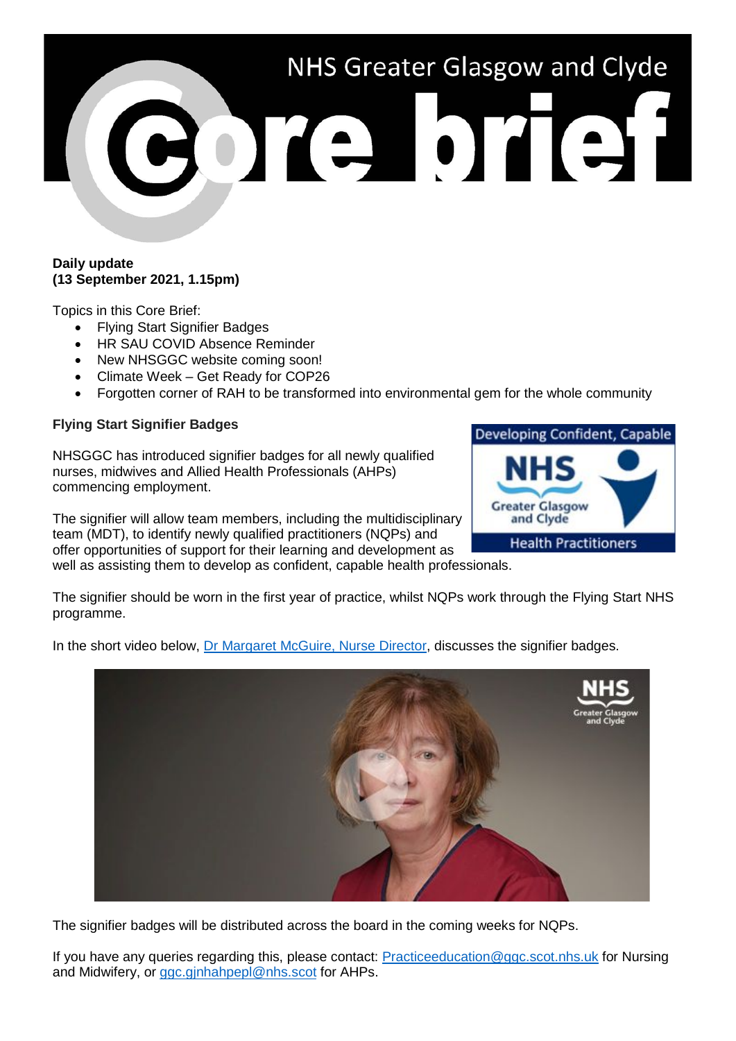# NHS Greater Glasgow and Clyde

# Core brief

**Daily update**
**(13 September 2021, 1.15pm)**

Topics in this Core Brief:

- Flying Start Signifier Badges
- HR SAU COVID Absence Reminder
- New NHSGGC website coming soon!
- Climate Week – Get Ready for COP26
- Forgotten corner of RAH to be transformed into environmental gem for the whole community

## Flying Start Signifier Badges

NHSGGC has introduced signifier badges for all newly qualified nurses, midwives and Allied Health Professionals (AHPs) commencing employment.

The signifier will allow team members, including the multidisciplinary team (MDT), to identify newly qualified practitioners (NQPs) and offer opportunities of support for their learning and development as well as assisting them to develop as confident, capable health professionals.

The signifier should be worn in the first year of practice, whilst NQPs work through the Flying Start NHS programme.

In the short video below, [Dr Margaret McGuire, Nurse Director](), discusses the signifier badges.

The signifier badges will be distributed across the board in the coming weeks for NQPs.

If you have any queries regarding this, please contact: [Practiceeducation@ggc.scot.nhs.uk]() for Nursing and Midwifery, or [ggc.gjnhahpepl@nhs.scot]() for AHPs.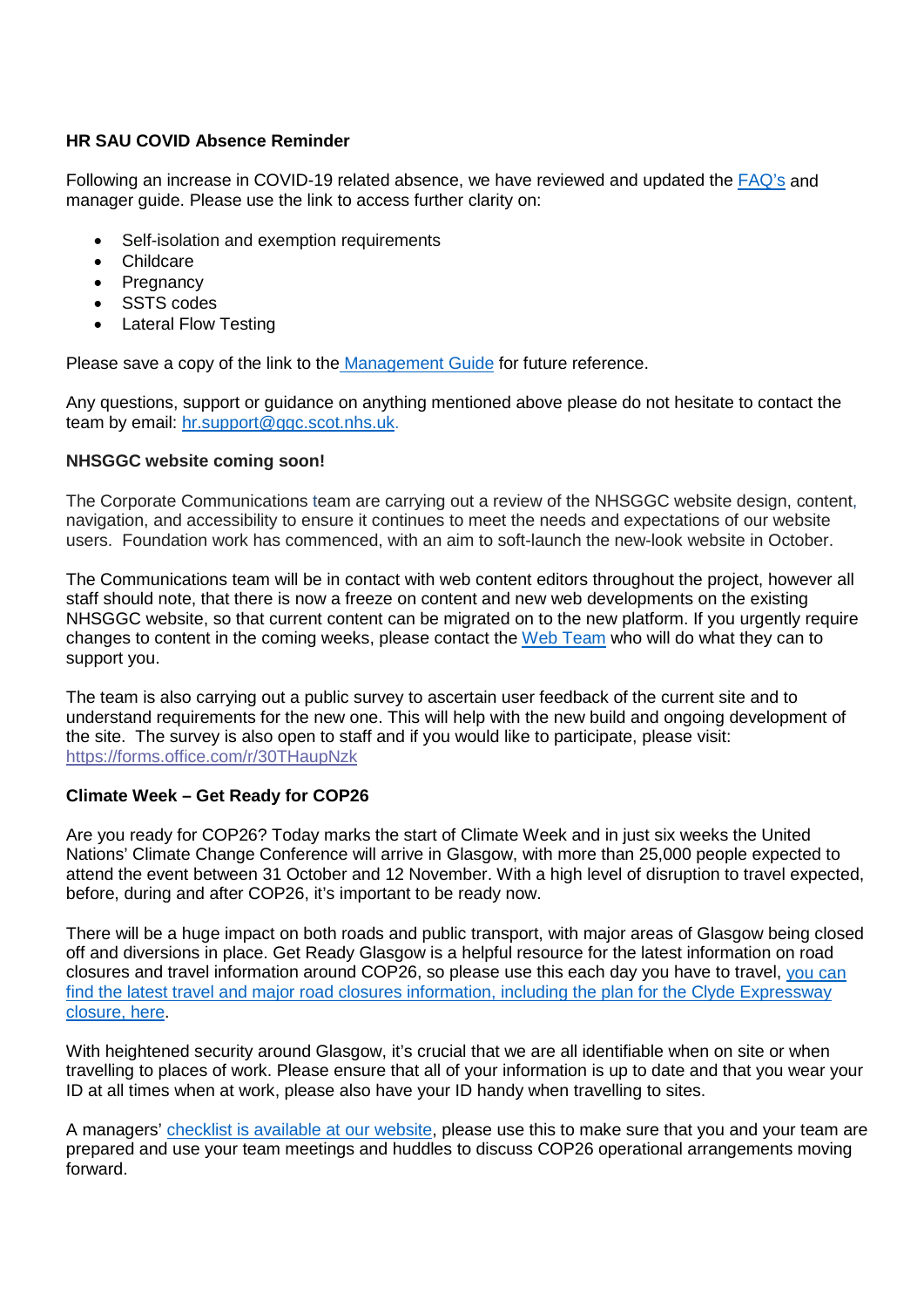**HR SAU COVID Absence Reminder**

Following an increase in COVID-19 related absence, we have reviewed and updated the FAQ's and manager guide. Please use the link to access further clarity on:

- Self-isolation and exemption requirements
- Childcare
- Pregnancy
- SSTS codes
- Lateral Flow Testing

Please save a copy of the link to the Management Guide for future reference.

Any questions, support or guidance on anything mentioned above please do not hesitate to contact the team by email: hr.support@ggc.scot.nhs.uk.

**NHSGGC website coming soon!**

The Corporate Communications team are carrying out a review of the NHSGGC website design, content, navigation, and accessibility to ensure it continues to meet the needs and expectations of our website users. Foundation work has commenced, with an aim to soft-launch the new-look website in October.

The Communications team will be in contact with web content editors throughout the project, however all staff should note, that there is now a freeze on content and new web developments on the existing NHSGGC website, so that current content can be migrated on to the new platform. If you urgently require changes to content in the coming weeks, please contact the Web Team who will do what they can to support you.

The team is also carrying out a public survey to ascertain user feedback of the current site and to understand requirements for the new one. This will help with the new build and ongoing development of the site. The survey is also open to staff and if you would like to participate, please visit: https://forms.office.com/r/30THaupNzk

**Climate Week – Get Ready for COP26**

Are you ready for COP26? Today marks the start of Climate Week and in just six weeks the United Nations' Climate Change Conference will arrive in Glasgow, with more than 25,000 people expected to attend the event between 31 October and 12 November. With a high level of disruption to travel expected, before, during and after COP26, it's important to be ready now.

There will be a huge impact on both roads and public transport, with major areas of Glasgow being closed off and diversions in place. Get Ready Glasgow is a helpful resource for the latest information on road closures and travel information around COP26, so please use this each day you have to travel, you can find the latest travel and major road closures information, including the plan for the Clyde Expressway closure, here.

With heightened security around Glasgow, it's crucial that we are all identifiable when on site or when travelling to places of work. Please ensure that all of your information is up to date and that you wear your ID at all times when at work, please also have your ID handy when travelling to sites.

A managers' checklist is available at our website, please use this to make sure that you and your team are prepared and use your team meetings and huddles to discuss COP26 operational arrangements moving forward.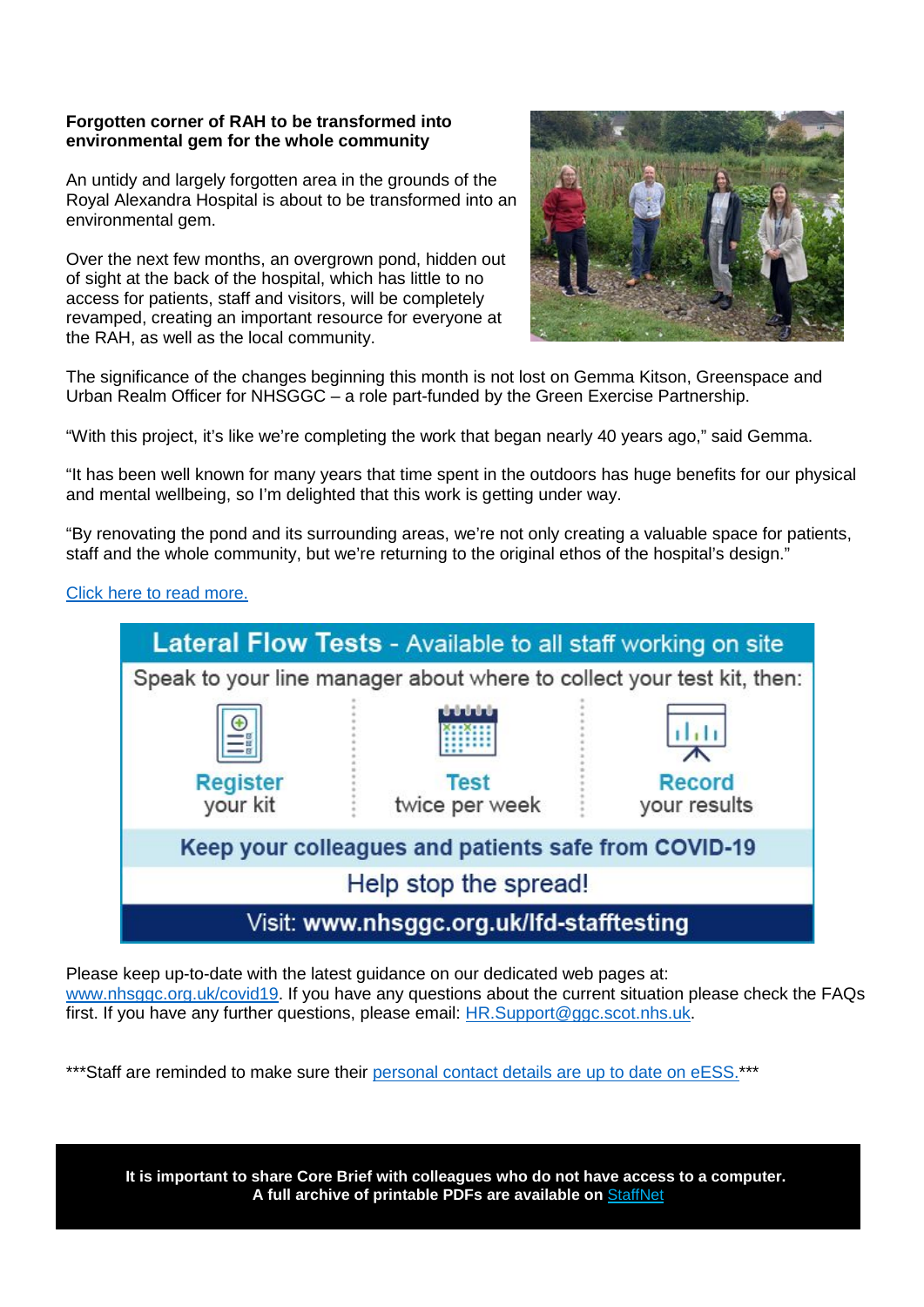**Forgotten corner of RAH to be transformed into environmental gem for the whole community**

An untidy and largely forgotten area in the grounds of the Royal Alexandra Hospital is about to be transformed into an environmental gem.

Over the next few months, an overgrown pond, hidden out of sight at the back of the hospital, which has little to no access for patients, staff and visitors, will be completely revamped, creating an important resource for everyone at the RAH, as well as the local community.

The significance of the changes beginning this month is not lost on Gemma Kitson, Greenspace and Urban Realm Officer for NHSGGC – a role part-funded by the Green Exercise Partnership.

"With this project, it's like we're completing the work that began nearly 40 years ago," said Gemma.

"It has been well known for many years that time spent in the outdoors has huge benefits for our physical and mental wellbeing, so I'm delighted that this work is getting under way.

"By renovating the pond and its surrounding areas, we're not only creating a valuable space for patients, staff and the whole community, but we're returning to the original ethos of the hospital's design."

Click here to read more.

**Lateral Flow Tests** - Available to all staff working on site

Speak to your line manager about where to collect your test kit, then:

**Register** your kit

**Test** twice per week

**Record** your results

**Keep your colleagues and patients safe from COVID-19**

Help stop the spread!

Visit: **www.nhsggc.org.uk/lfd-stafftesting**

Please keep up-to-date with the latest guidance on our dedicated web pages at: www.nhsggc.org.uk/covid19. If you have any questions about the current situation please check the FAQs first. If you have any further questions, please email: HR.Support@ggc.scot.nhs.uk.

***Staff are reminded to make sure their personal contact details are up to date on eESS.***

**It is important to share Core Brief with colleagues who do not have access to a computer.**
**A full archive of printable PDFs are available on StaffNet**